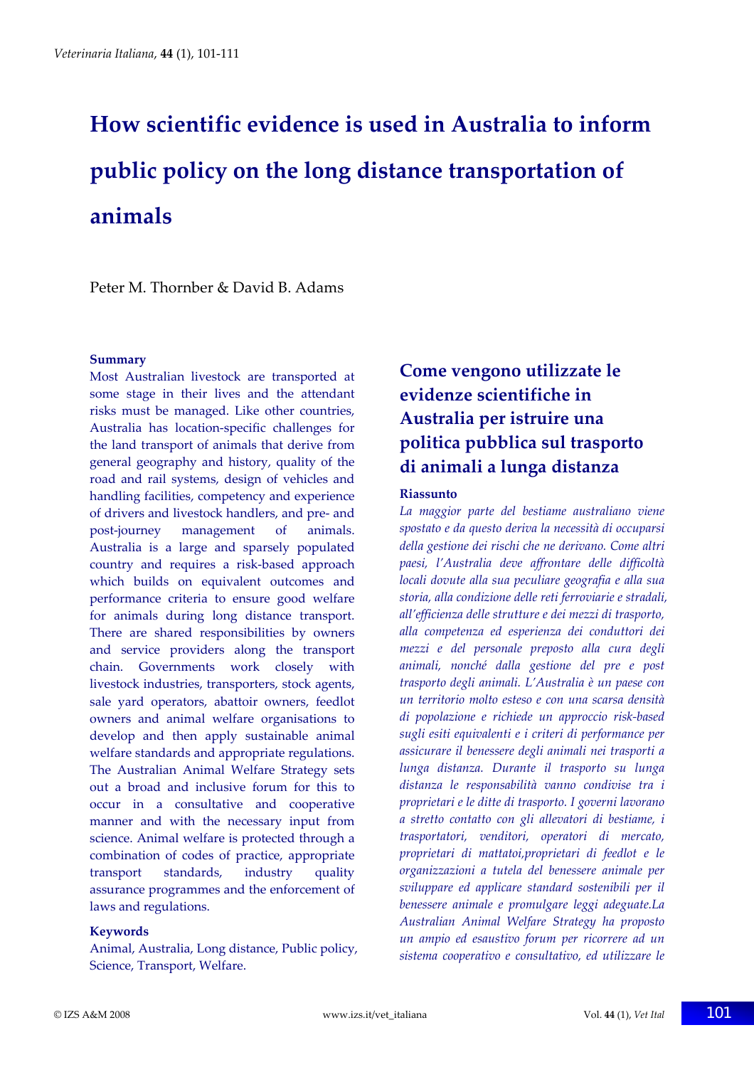# How scientific evidence is used in Australia to inform public policy on the long distance transportation of animals

Peter M. Thornber & David B. Adams

## Summary

Most Australian livestock are transported at some stage in their lives and the attendant risks must be managed. Like other countries, Australia has location-specific challenges for the land transport of animals that derive from general geography and history, quality of the road and rail systems, design of vehicles and handling facilities, competency and experience of drivers and livestock handlers, and pre- and post-journey management of animals. Australia is a large and sparsely populated country and requires a risk-based approach which builds on equivalent outcomes and performance criteria to ensure good welfare for animals during long distance transport. There are shared responsibilities by owners and service providers along the transport chain. Governments work closely with livestock industries, transporters, stock agents, sale yard operators, abattoir owners, feedlot owners and animal welfare organisations to develop and then apply sustainable animal welfare standards and appropriate regulations. The Australian Animal Welfare Strategy sets out a broad and inclusive forum for this to occur in a consultative and cooperative manner and with the necessary input from science. Animal welfare is protected through a combination of codes of practice, appropriate transport standards, industry quality assurance programmes and the enforcement of laws and regulations.

## Keywords

Animal, Australia, Long distance, Public policy, Science, Transport, Welfare.

## Come vengono utilizzate le evidenze scientifiche in Australia per istruire una politica pubblica sul trasporto di animali a lunga distanza

### Riassunto

*La maggior parte del bestiame australiano viene spostato e da questo deriva la necessità di occuparsi della gestione dei rischi che ne derivano. Come altri paesi, l'Australia deve affrontare delle difficoltà locali dovute alla sua peculiare geografia e alla sua storia, alla condizione delle reti ferroviarie e stradali, all'efficienza delle strutture e dei mezzi di trasporto, alla competenza ed esperienza dei conduttori dei mezzi e del personale preposto alla cura degli animali, nonché dalla gestione del pre e post trasporto degli animali. L'Australia è un paese con un territorio molto esteso e con una scarsa densità di popolazione e richiede un approccio risk-based sugli esiti equivalenti e i criteri di performance per assicurare il benessere degli animali nei trasporti a lunga distanza. Durante il trasporto su lunga distanza le responsabilità vanno condivise tra i proprietari e le ditte di trasporto. I governi lavorano a stretto contatto con gli allevatori di bestiame, i trasportatori, venditori, operatori di mercato, proprietari di mattatoi,proprietari di feedlot e le organizzazioni a tutela del benessere animale per sviluppare ed applicare standard sostenibili per il benessere animale e promulgare leggi adeguate.La Australian Animal Welfare Strategy ha proposto un ampio ed esaustivo forum per ricorrere ad un sistema cooperativo e consultativo, ed utilizzare le*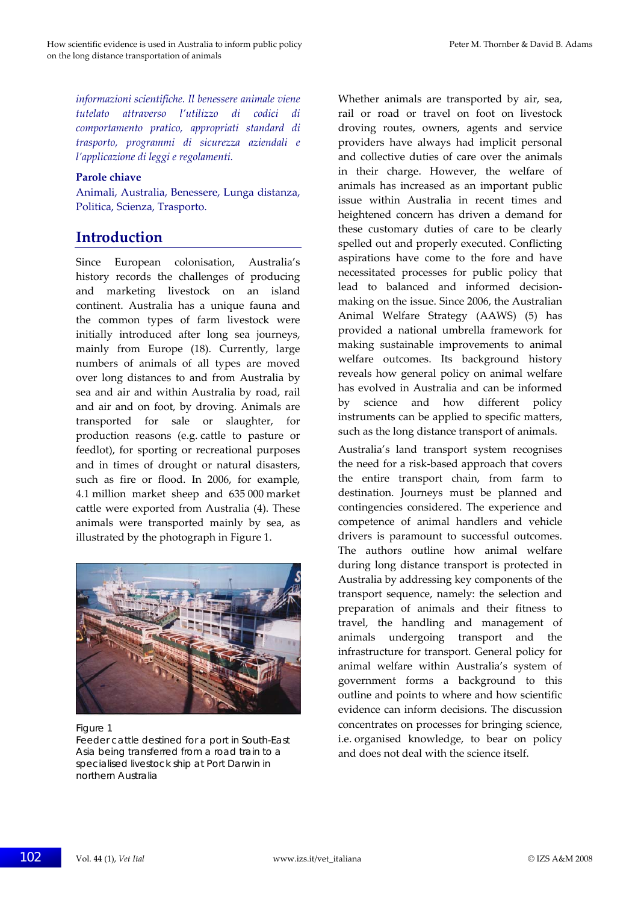*informazioni scientifiche. Il benessere animale viene tutelato attraverso l'utilizzo di codici di comportamento pratico, appropriati standard di trasporto, programmi di sicurezza aziendali e l'applicazione di leggi e regolamenti.*

**Parole chiave**

Animali, Australia, Benessere, Lunga distanza, Politica, Scienza, Trasporto.

## Introduction

Since European colonisation, Australia's history records the challenges of producing and marketing livestock on an island continent. Australia has a unique fauna and the common types of farm livestock were initially introduced after long sea journeys, mainly from Europe (18). Currently, large numbers of animals of all types are moved over long distances to and from Australia by sea and air and within Australia by road, rail and air and on foot, by droving. Animals are transported for sale or slaughter, for production reasons (e.g. cattle to pasture or feedlot), for sporting or recreational purposes and in times of drought or natural disasters, such as fire or flood. In 2006, for example, 4.1 million market sheep and 635 000 market cattle were exported from Australia (4). These animals were transported mainly by sea, as illustrated by the photograph in Figure 1.

Figure 1
Feeder cattle destined for a port in South-East Asia being transferred from a road train to a specialised livestock ship at Port Darwin in northern Australia

Whether animals are transported by air, sea, rail or road or travel on foot on livestock droving routes, owners, agents and service providers have always had implicit personal and collective duties of care over the animals in their charge. However, the welfare of animals has increased as an important public issue within Australia in recent times and heightened concern has driven a demand for these customary duties of care to be clearly spelled out and properly executed. Conflicting aspirations have come to the fore and have necessitated processes for public policy that lead to balanced and informed decision-making on the issue. Since 2006, the Australian Animal Welfare Strategy (AAWS) (5) has provided a national umbrella framework for making sustainable improvements to animal welfare outcomes. Its background history reveals how general policy on animal welfare has evolved in Australia and can be informed by science and how different policy instruments can be applied to specific matters, such as the long distance transport of animals.

Australia's land transport system recognises the need for a risk-based approach that covers the entire transport chain, from farm to destination. Journeys must be planned and contingencies considered. The experience and competence of animal handlers and vehicle drivers is paramount to successful outcomes. The authors outline how animal welfare during long distance transport is protected in Australia by addressing key components of the transport sequence, namely: the selection and preparation of animals and their fitness to travel, the handling and management of animals undergoing transport and the infrastructure for transport. General policy for animal welfare within Australia's system of government forms a background to this outline and points to where and how scientific evidence can inform decisions. The discussion concentrates on processes for bringing science, i.e. organised knowledge, to bear on policy and does not deal with the science itself.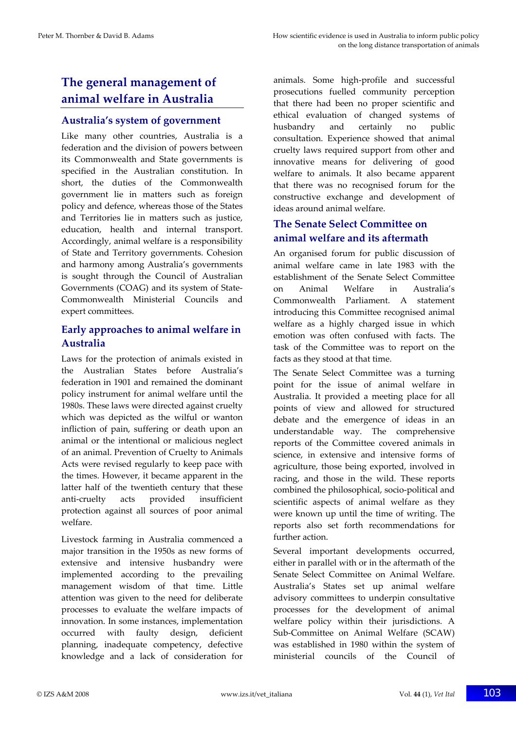## The general management of animal welfare in Australia

### Australia's system of government

Like many other countries, Australia is a federation and the division of powers between its Commonwealth and State governments is specified in the Australian constitution. In short, the duties of the Commonwealth government lie in matters such as foreign policy and defence, whereas those of the States and Territories lie in matters such as justice, education, health and internal transport. Accordingly, animal welfare is a responsibility of State and Territory governments. Cohesion and harmony among Australia's governments is sought through the Council of Australian Governments (COAG) and its system of State-Commonwealth Ministerial Councils and expert committees.

### Early approaches to animal welfare in Australia

Laws for the protection of animals existed in the Australian States before Australia's federation in 1901 and remained the dominant policy instrument for animal welfare until the 1980s. These laws were directed against cruelty which was depicted as the wilful or wanton infliction of pain, suffering or death upon an animal or the intentional or malicious neglect of an animal. Prevention of Cruelty to Animals Acts were revised regularly to keep pace with the times. However, it became apparent in the latter half of the twentieth century that these anti-cruelty acts provided insufficient protection against all sources of poor animal welfare.

Livestock farming in Australia commenced a major transition in the 1950s as new forms of extensive and intensive husbandry were implemented according to the prevailing management wisdom of that time. Little attention was given to the need for deliberate processes to evaluate the welfare impacts of innovation. In some instances, implementation occurred with faulty design, deficient planning, inadequate competency, defective knowledge and a lack of consideration for animals. Some high-profile and successful prosecutions fuelled community perception that there had been no proper scientific and ethical evaluation of changed systems of husbandry and certainly no public consultation. Experience showed that animal cruelty laws required support from other and innovative means for delivering of good welfare to animals. It also became apparent that there was no recognised forum for the constructive exchange and development of ideas around animal welfare.

### The Senate Select Committee on animal welfare and its aftermath

An organised forum for public discussion of animal welfare came in late 1983 with the establishment of the Senate Select Committee on Animal Welfare in Australia's Commonwealth Parliament. A statement introducing this Committee recognised animal welfare as a highly charged issue in which emotion was often confused with facts. The task of the Committee was to report on the facts as they stood at that time.

The Senate Select Committee was a turning point for the issue of animal welfare in Australia. It provided a meeting place for all points of view and allowed for structured debate and the emergence of ideas in an understandable way. The comprehensive reports of the Committee covered animals in science, in extensive and intensive forms of agriculture, those being exported, involved in racing, and those in the wild. These reports combined the philosophical, socio-political and scientific aspects of animal welfare as they were known up until the time of writing. The reports also set forth recommendations for further action.

Several important developments occurred, either in parallel with or in the aftermath of the Senate Select Committee on Animal Welfare. Australia's States set up animal welfare advisory committees to underpin consultative processes for the development of animal welfare policy within their jurisdictions. A Sub-Committee on Animal Welfare (SCAW) was established in 1980 within the system of ministerial councils of the Council of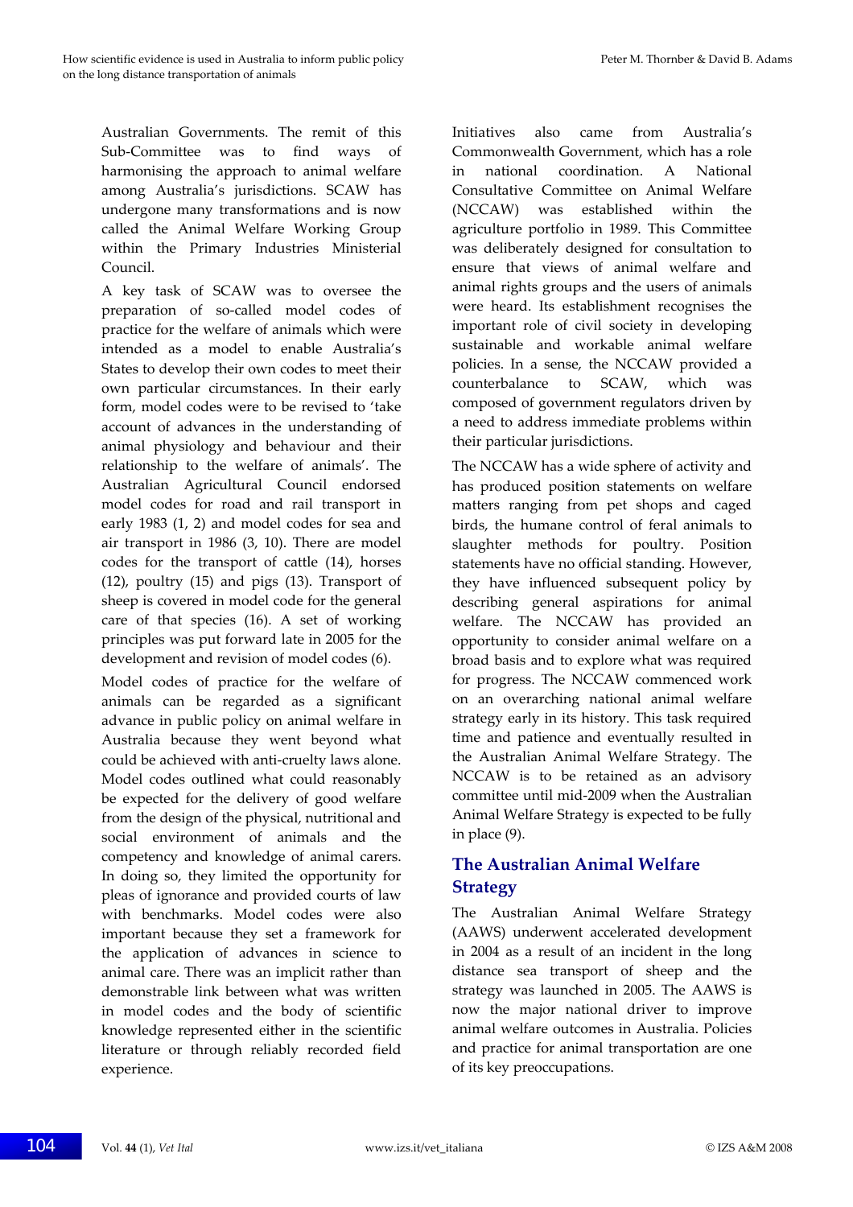Australian Governments. The remit of this Sub-Committee was to find ways of harmonising the approach to animal welfare among Australia's jurisdictions. SCAW has undergone many transformations and is now called the Animal Welfare Working Group within the Primary Industries Ministerial Council.

A key task of SCAW was to oversee the preparation of so-called model codes of practice for the welfare of animals which were intended as a model to enable Australia's States to develop their own codes to meet their own particular circumstances. In their early form, model codes were to be revised to 'take account of advances in the understanding of animal physiology and behaviour and their relationship to the welfare of animals'. The Australian Agricultural Council endorsed model codes for road and rail transport in early 1983 (1, 2) and model codes for sea and air transport in 1986 (3, 10). There are model codes for the transport of cattle (14), horses (12), poultry (15) and pigs (13). Transport of sheep is covered in model code for the general care of that species (16). A set of working principles was put forward late in 2005 for the development and revision of model codes (6).

Model codes of practice for the welfare of animals can be regarded as a significant advance in public policy on animal welfare in Australia because they went beyond what could be achieved with anti-cruelty laws alone. Model codes outlined what could reasonably be expected for the delivery of good welfare from the design of the physical, nutritional and social environment of animals and the competency and knowledge of animal carers. In doing so, they limited the opportunity for pleas of ignorance and provided courts of law with benchmarks. Model codes were also important because they set a framework for the application of advances in science to animal care. There was an implicit rather than demonstrable link between what was written in model codes and the body of scientific knowledge represented either in the scientific literature or through reliably recorded field experience.

Initiatives also came from Australia's Commonwealth Government, which has a role in national coordination. A National Consultative Committee on Animal Welfare (NCCAW) was established within the agriculture portfolio in 1989. This Committee was deliberately designed for consultation to ensure that views of animal welfare and animal rights groups and the users of animals were heard. Its establishment recognises the important role of civil society in developing sustainable and workable animal welfare policies. In a sense, the NCCAW provided a counterbalance to SCAW, which was composed of government regulators driven by a need to address immediate problems within their particular jurisdictions.

The NCCAW has a wide sphere of activity and has produced position statements on welfare matters ranging from pet shops and caged birds, the humane control of feral animals to slaughter methods for poultry. Position statements have no official standing. However, they have influenced subsequent policy by describing general aspirations for animal welfare. The NCCAW has provided an opportunity to consider animal welfare on a broad basis and to explore what was required for progress. The NCCAW commenced work on an overarching national animal welfare strategy early in its history. This task required time and patience and eventually resulted in the Australian Animal Welfare Strategy. The NCCAW is to be retained as an advisory committee until mid-2009 when the Australian Animal Welfare Strategy is expected to be fully in place (9).

## The Australian Animal Welfare Strategy

The Australian Animal Welfare Strategy (AAWS) underwent accelerated development in 2004 as a result of an incident in the long distance sea transport of sheep and the strategy was launched in 2005. The AAWS is now the major national driver to improve animal welfare outcomes in Australia. Policies and practice for animal transportation are one of its key preoccupations.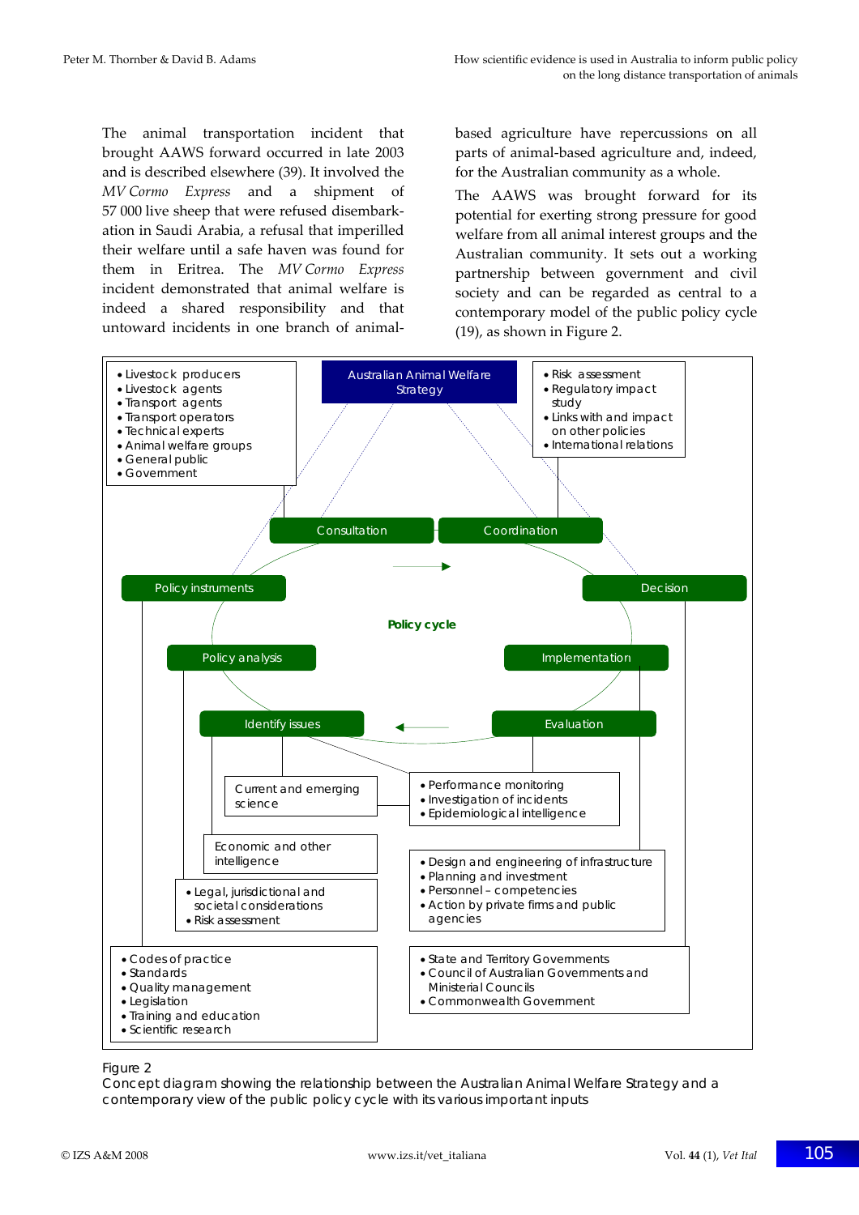The animal transportation incident that brought AAWS forward occurred in late 2003 and is described elsewhere (39). It involved the *MV Cormo Express* and a shipment of 57 000 live sheep that were refused disembarkation in Saudi Arabia, a refusal that imperilled their welfare until a safe haven was found for them in Eritrea. The *MV Cormo Express* incident demonstrated that animal welfare is indeed a shared responsibility and that untoward incidents in one branch of animal-based agriculture have repercussions on all parts of animal-based agriculture and, indeed, for the Australian community as a whole.

The AAWS was brought forward for its potential for exerting strong pressure for good welfare from all animal interest groups and the Australian community. It sets out a working partnership between government and civil society and can be regarded as central to a contemporary model of the public policy cycle (19), as shown in Figure 2.

Australian Animal Welfare Strategy

- Livestock producers
- Livestock agents
- Transport agents
- Transport operators
- Technical experts
- Animal welfare groups
- General public
- Government

- Risk assessment
- Regulatory impact study
- Links with and impact on other policies
- International relations

Policy cycle: Consultation → Coordination → Decision → Implementation → Evaluation → Identify issues → Policy analysis → Policy instruments

Current and emerging science

Economic and other intelligence

- Legal, jurisdictional and societal considerations
- Risk assessment

- Performance monitoring
- Investigation of incidents
- Epidemiological intelligence

- Design and engineering of infrastructure
- Planning and investment
- Personnel – competencies
- Action by private firms and public agencies

- Codes of practice
- Standards
- Quality management
- Legislation
- Training and education
- Scientific research

- State and Territory Governments
- Council of Australian Governments and Ministerial Councils
- Commonwealth Government

Figure 2
Concept diagram showing the relationship between the Australian Animal Welfare Strategy and a contemporary view of the public policy cycle with its various important inputs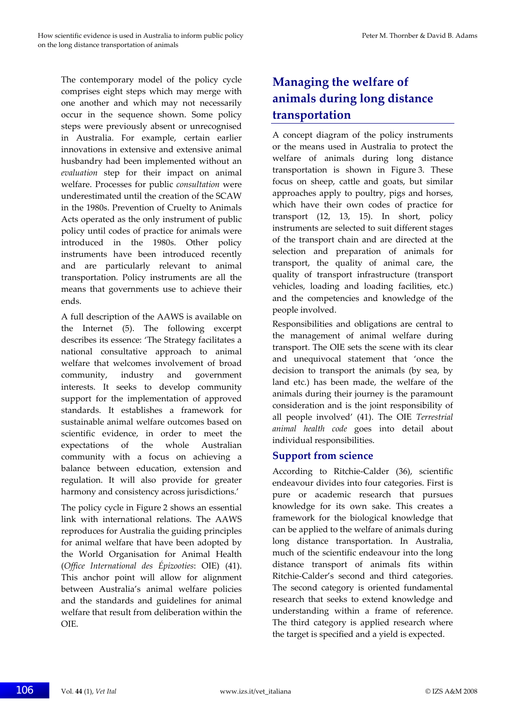The contemporary model of the policy cycle comprises eight steps which may merge with one another and which may not necessarily occur in the sequence shown. Some policy steps were previously absent or unrecognised in Australia. For example, certain earlier innovations in extensive and extensive animal husbandry had been implemented without an *evaluation* step for their impact on animal welfare. Processes for public *consultation* were underestimated until the creation of the SCAW in the 1980s. Prevention of Cruelty to Animals Acts operated as the only instrument of public policy until codes of practice for animals were introduced in the 1980s. Other policy instruments have been introduced recently and are particularly relevant to animal transportation. Policy instruments are all the means that governments use to achieve their ends.

A full description of the AAWS is available on the Internet (5). The following excerpt describes its essence: 'The Strategy facilitates a national consultative approach to animal welfare that welcomes involvement of broad community, industry and government interests. It seeks to develop community support for the implementation of approved standards. It establishes a framework for sustainable animal welfare outcomes based on scientific evidence, in order to meet the expectations of the whole Australian community with a focus on achieving a balance between education, extension and regulation. It will also provide for greater harmony and consistency across jurisdictions.'

The policy cycle in Figure 2 shows an essential link with international relations. The AAWS reproduces for Australia the guiding principles for animal welfare that have been adopted by the World Organisation for Animal Health (*Office International des Épizooties*: OIE) (41). This anchor point will allow for alignment between Australia's animal welfare policies and the standards and guidelines for animal welfare that result from deliberation within the OIE.

## Managing the welfare of animals during long distance transportation

A concept diagram of the policy instruments or the means used in Australia to protect the welfare of animals during long distance transportation is shown in Figure 3. These focus on sheep, cattle and goats, but similar approaches apply to poultry, pigs and horses, which have their own codes of practice for transport (12, 13, 15). In short, policy instruments are selected to suit different stages of the transport chain and are directed at the selection and preparation of animals for transport, the quality of animal care, the quality of transport infrastructure (transport vehicles, loading and loading facilities, etc.) and the competencies and knowledge of the people involved.

Responsibilities and obligations are central to the management of animal welfare during transport. The OIE sets the scene with its clear and unequivocal statement that 'once the decision to transport the animals (by sea, by land etc.) has been made, the welfare of the animals during their journey is the paramount consideration and is the joint responsibility of all people involved' (41). The OIE *Terrestrial animal health code* goes into detail about individual responsibilities.

### Support from science

According to Ritchie-Calder (36), scientific endeavour divides into four categories. First is pure or academic research that pursues knowledge for its own sake. This creates a framework for the biological knowledge that can be applied to the welfare of animals during long distance transportation. In Australia, much of the scientific endeavour into the long distance transport of animals fits within Ritchie-Calder's second and third categories. The second category is oriented fundamental research that seeks to extend knowledge and understanding within a frame of reference. The third category is applied research where the target is specified and a yield is expected.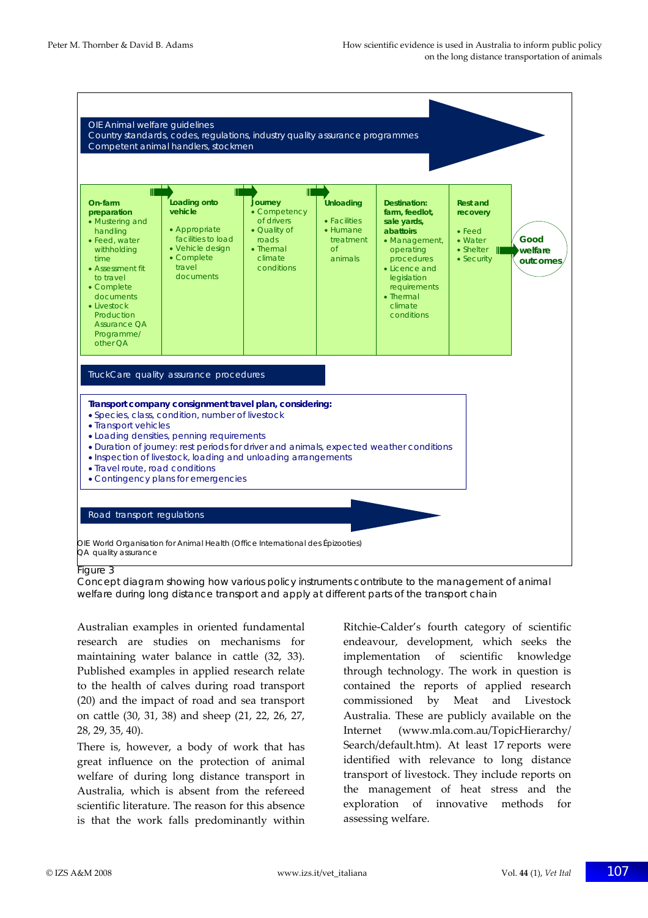OIE Animal welfare guidelines
Country standards, codes, regulations, industry quality assurance programmes
Competent animal handlers, stockmen

| On-farm preparation | Loading onto vehicle | Journey | Unloading | Destination: farm, feedlot, sale yards, abattoirs | Rest and recovery |
|---|---|---|---|---|---|
| • Mustering and handling<br>• Feed, water withholding time<br>• Assessment fit to travel<br>• Complete documents<br>• Livestock Production Assurance QA Programme/ other QA | • Appropriate facilities to load<br>• Vehicle design<br>• Complete travel documents | • Competency of drivers<br>• Quality of roads<br>• Thermal climate conditions | • Facilities<br>• Humane treatment of animals | • Management, operating procedures<br>• Licence and legislation requirements<br>• Thermal climate conditions | • Feed<br>• Water<br>• Shelter<br>• Security |

Good welfare outcomes

TruckCare quality assurance procedures

**Transport company consignment travel plan, considering:**
- Species, class, condition, number of livestock
- Transport vehicles
- Loading densities, penning requirements
- Duration of journey: rest periods for driver and animals, expected weather conditions
- Inspection of livestock, loading and unloading arrangements
- Travel route, road conditions
- Contingency plans for emergencies

Road transport regulations

OIE World Organisation for Animal Health (Office International des Épizooties)
QA quality assurance

Figure 3
Concept diagram showing how various policy instruments contribute to the management of animal welfare during long distance transport and apply at different parts of the transport chain

Australian examples in oriented fundamental research are studies on mechanisms for maintaining water balance in cattle (32, 33). Published examples in applied research relate to the health of calves during road transport (20) and the impact of road and sea transport on cattle (30, 31, 38) and sheep (21, 22, 26, 27, 28, 29, 35, 40).

There is, however, a body of work that has great influence on the protection of animal welfare of during long distance transport in Australia, which is absent from the refereed scientific literature. The reason for this absence is that the work falls predominantly within Ritchie-Calder's fourth category of scientific endeavour, development, which seeks the implementation of scientific knowledge through technology. The work in question is contained the reports of applied research commissioned by Meat and Livestock Australia. These are publicly available on the Internet (www.mla.com.au/TopicHierarchy/Search/default.htm). At least 17 reports were identified with relevance to long distance transport of livestock. They include reports on the management of heat stress and the exploration of innovative methods for assessing welfare.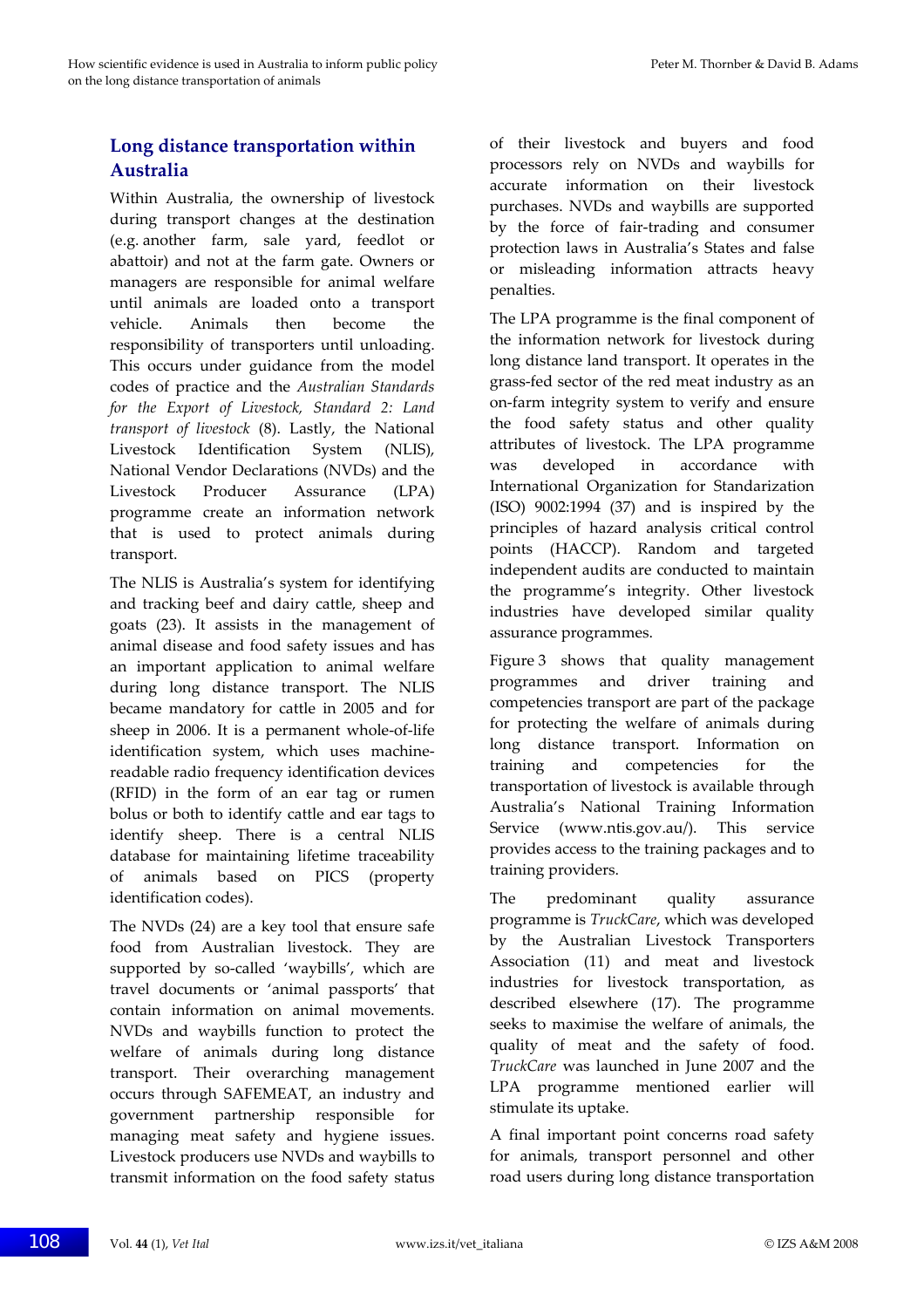## Long distance transportation within Australia

Within Australia, the ownership of livestock during transport changes at the destination (e.g. another farm, sale yard, feedlot or abattoir) and not at the farm gate. Owners or managers are responsible for animal welfare until animals are loaded onto a transport vehicle. Animals then become the responsibility of transporters until unloading. This occurs under guidance from the model codes of practice and the *Australian Standards for the Export of Livestock, Standard 2: Land transport of livestock* (8). Lastly, the National Livestock Identification System (NLIS), National Vendor Declarations (NVDs) and the Livestock Producer Assurance (LPA) programme create an information network that is used to protect animals during transport.

The NLIS is Australia's system for identifying and tracking beef and dairy cattle, sheep and goats (23). It assists in the management of animal disease and food safety issues and has an important application to animal welfare during long distance transport. The NLIS became mandatory for cattle in 2005 and for sheep in 2006. It is a permanent whole-of-life identification system, which uses machine-readable radio frequency identification devices (RFID) in the form of an ear tag or rumen bolus or both to identify cattle and ear tags to identify sheep. There is a central NLIS database for maintaining lifetime traceability of animals based on PICS (property identification codes).

The NVDs (24) are a key tool that ensure safe food from Australian livestock. They are supported by so-called 'waybills', which are travel documents or 'animal passports' that contain information on animal movements. NVDs and waybills function to protect the welfare of animals during long distance transport. Their overarching management occurs through SAFEMEAT, an industry and government partnership responsible for managing meat safety and hygiene issues. Livestock producers use NVDs and waybills to transmit information on the food safety status of their livestock and buyers and food processors rely on NVDs and waybills for accurate information on their livestock purchases. NVDs and waybills are supported by the force of fair-trading and consumer protection laws in Australia's States and false or misleading information attracts heavy penalties.

The LPA programme is the final component of the information network for livestock during long distance land transport. It operates in the grass-fed sector of the red meat industry as an on-farm integrity system to verify and ensure the food safety status and other quality attributes of livestock. The LPA programme was developed in accordance with International Organization for Standarization (ISO) 9002:1994 (37) and is inspired by the principles of hazard analysis critical control points (HACCP). Random and targeted independent audits are conducted to maintain the programme's integrity. Other livestock industries have developed similar quality assurance programmes.

Figure 3 shows that quality management programmes and driver training and competencies transport are part of the package for protecting the welfare of animals during long distance transport. Information on training and competencies for the transportation of livestock is available through Australia's National Training Information Service (www.ntis.gov.au/). This service provides access to the training packages and to training providers.

The predominant quality assurance programme is *TruckCare*, which was developed by the Australian Livestock Transporters Association (11) and meat and livestock industries for livestock transportation, as described elsewhere (17). The programme seeks to maximise the welfare of animals, the quality of meat and the safety of food. *TruckCare* was launched in June 2007 and the LPA programme mentioned earlier will stimulate its uptake.

A final important point concerns road safety for animals, transport personnel and other road users during long distance transportation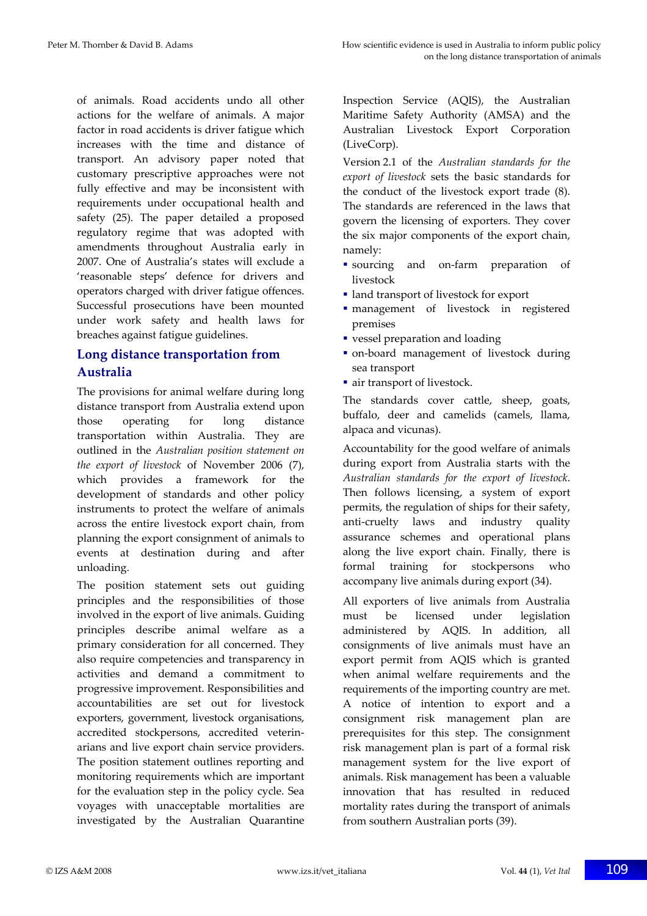of animals. Road accidents undo all other actions for the welfare of animals. A major factor in road accidents is driver fatigue which increases with the time and distance of transport. An advisory paper noted that customary prescriptive approaches were not fully effective and may be inconsistent with requirements under occupational health and safety (25). The paper detailed a proposed regulatory regime that was adopted with amendments throughout Australia early in 2007. One of Australia's states will exclude a 'reasonable steps' defence for drivers and operators charged with driver fatigue offences. Successful prosecutions have been mounted under work safety and health laws for breaches against fatigue guidelines.

## Long distance transportation from Australia

The provisions for animal welfare during long distance transport from Australia extend upon those operating for long distance transportation within Australia. They are outlined in the *Australian position statement on the export of livestock* of November 2006 (7), which provides a framework for the development of standards and other policy instruments to protect the welfare of animals across the entire livestock export chain, from planning the export consignment of animals to events at destination during and after unloading.

The position statement sets out guiding principles and the responsibilities of those involved in the export of live animals. Guiding principles describe animal welfare as a primary consideration for all concerned. They also require competencies and transparency in activities and demand a commitment to progressive improvement. Responsibilities and accountabilities are set out for livestock exporters, government, livestock organisations, accredited stockpersons, accredited veterinarians and live export chain service providers. The position statement outlines reporting and monitoring requirements which are important for the evaluation step in the policy cycle. Sea voyages with unacceptable mortalities are investigated by the Australian Quarantine Inspection Service (AQIS), the Australian Maritime Safety Authority (AMSA) and the Australian Livestock Export Corporation (LiveCorp).

Version 2.1 of the *Australian standards for the export of livestock* sets the basic standards for the conduct of the livestock export trade (8). The standards are referenced in the laws that govern the licensing of exporters. They cover the six major components of the export chain, namely:

- sourcing and on-farm preparation of livestock
- land transport of livestock for export
- management of livestock in registered premises
- vessel preparation and loading
- on-board management of livestock during sea transport
- air transport of livestock.

The standards cover cattle, sheep, goats, buffalo, deer and camelids (camels, llama, alpaca and vicunas).

Accountability for the good welfare of animals during export from Australia starts with the *Australian standards for the export of livestock*. Then follows licensing, a system of export permits, the regulation of ships for their safety, anti-cruelty laws and industry quality assurance schemes and operational plans along the live export chain. Finally, there is formal training for stockpersons who accompany live animals during export (34).

All exporters of live animals from Australia must be licensed under legislation administered by AQIS. In addition, all consignments of live animals must have an export permit from AQIS which is granted when animal welfare requirements and the requirements of the importing country are met. A notice of intention to export and a consignment risk management plan are prerequisites for this step. The consignment risk management plan is part of a formal risk management system for the live export of animals. Risk management has been a valuable innovation that has resulted in reduced mortality rates during the transport of animals from southern Australian ports (39).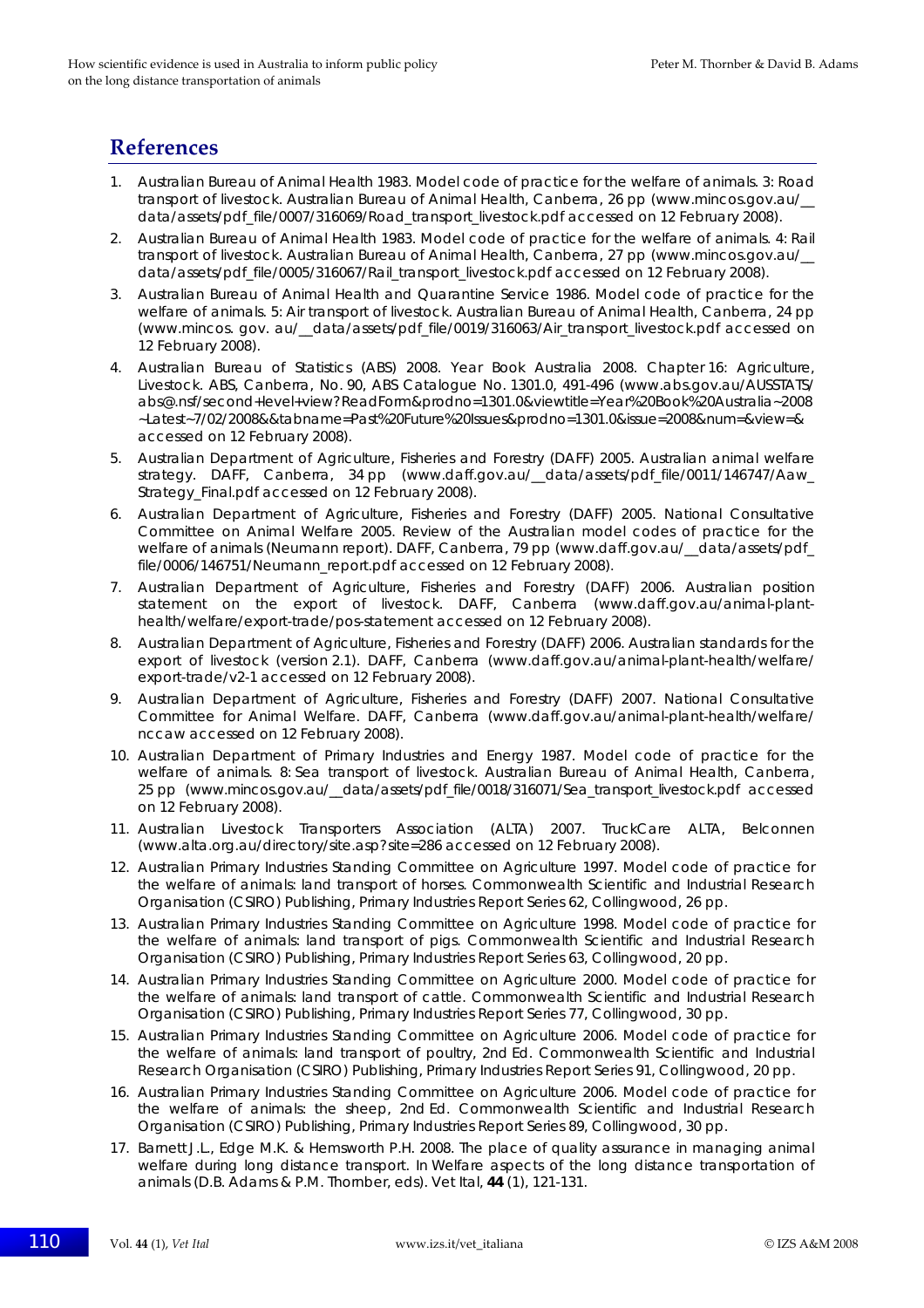## References

1. Australian Bureau of Animal Health 1983. Model code of practice for the welfare of animals. 3: Road transport of livestock. Australian Bureau of Animal Health, Canberra, 26 pp (www.mincos.gov.au/__data/assets/pdf_file/0007/316069/Road_transport_livestock.pdf accessed on 12 February 2008).
2. Australian Bureau of Animal Health 1983. Model code of practice for the welfare of animals. 4: Rail transport of livestock. Australian Bureau of Animal Health, Canberra, 27 pp (www.mincos.gov.au/__data/assets/pdf_file/0005/316067/Rail_transport_livestock.pdf accessed on 12 February 2008).
3. Australian Bureau of Animal Health and Quarantine Service 1986. Model code of practice for the welfare of animals. 5: Air transport of livestock. Australian Bureau of Animal Health, Canberra, 24 pp (www.mincos. gov. au/__data/assets/pdf_file/0019/316063/Air_transport_livestock.pdf accessed on 12 February 2008).
4. Australian Bureau of Statistics (ABS) 2008. Year Book Australia 2008. Chapter 16: Agriculture, Livestock. ABS, Canberra, No. 90, ABS Catalogue No. 1301.0, 491-496 (www.abs.gov.au/AUSSTATS/abs@.nsf/second+level+view?ReadForm&prodno=1301.0&viewtitle=Year%20Book%20Australia~2008~Latest~7/02/2008&&tabname=Past%20Future%20Issues&prodno=1301.0&issue=2008&num=&view=& accessed on 12 February 2008).
5. Australian Department of Agriculture, Fisheries and Forestry (DAFF) 2005. Australian animal welfare strategy. DAFF, Canberra, 34 pp (www.daff.gov.au/__data/assets/pdf_file/0011/146747/Aaw_Strategy_Final.pdf accessed on 12 February 2008).
6. Australian Department of Agriculture, Fisheries and Forestry (DAFF) 2005. National Consultative Committee on Animal Welfare 2005. Review of the Australian model codes of practice for the welfare of animals (Neumann report). DAFF, Canberra, 79 pp (www.daff.gov.au/__data/assets/pdf_file/0006/146751/Neumann_report.pdf accessed on 12 February 2008).
7. Australian Department of Agriculture, Fisheries and Forestry (DAFF) 2006. Australian position statement on the export of livestock. DAFF, Canberra (www.daff.gov.au/animal-plant-health/welfare/export-trade/pos-statement accessed on 12 February 2008).
8. Australian Department of Agriculture, Fisheries and Forestry (DAFF) 2006. Australian standards for the export of livestock (version 2.1). DAFF, Canberra (www.daff.gov.au/animal-plant-health/welfare/export-trade/v2-1 accessed on 12 February 2008).
9. Australian Department of Agriculture, Fisheries and Forestry (DAFF) 2007. National Consultative Committee for Animal Welfare. DAFF, Canberra (www.daff.gov.au/animal-plant-health/welfare/nccaw accessed on 12 February 2008).
10. Australian Department of Primary Industries and Energy 1987. Model code of practice for the welfare of animals. 8: Sea transport of livestock. Australian Bureau of Animal Health, Canberra, 25 pp (www.mincos.gov.au/__data/assets/pdf_file/0018/316071/Sea_transport_livestock.pdf accessed on 12 February 2008).
11. Australian Livestock Transporters Association (ALTA) 2007. TruckCare ALTA, Belconnen (www.alta.org.au/directory/site.asp?site=286 accessed on 12 February 2008).
12. Australian Primary Industries Standing Committee on Agriculture 1997. Model code of practice for the welfare of animals: land transport of horses. Commonwealth Scientific and Industrial Research Organisation (CSIRO) Publishing, Primary Industries Report Series 62, Collingwood, 26 pp.
13. Australian Primary Industries Standing Committee on Agriculture 1998. Model code of practice for the welfare of animals: land transport of pigs. Commonwealth Scientific and Industrial Research Organisation (CSIRO) Publishing, Primary Industries Report Series 63, Collingwood, 20 pp.
14. Australian Primary Industries Standing Committee on Agriculture 2000. Model code of practice for the welfare of animals: land transport of cattle. Commonwealth Scientific and Industrial Research Organisation (CSIRO) Publishing, Primary Industries Report Series 77, Collingwood, 30 pp.
15. Australian Primary Industries Standing Committee on Agriculture 2006. Model code of practice for the welfare of animals: land transport of poultry, 2nd Ed. Commonwealth Scientific and Industrial Research Organisation (CSIRO) Publishing, Primary Industries Report Series 91, Collingwood, 20 pp.
16. Australian Primary Industries Standing Committee on Agriculture 2006. Model code of practice for the welfare of animals: the sheep, 2nd Ed. Commonwealth Scientific and Industrial Research Organisation (CSIRO) Publishing, Primary Industries Report Series 89, Collingwood, 30 pp.
17. Barnett J.L., Edge M.K. & Hemsworth P.H. 2008. The place of quality assurance in managing animal welfare during long distance transport. In Welfare aspects of the long distance transportation of animals (D.B. Adams & P.M. Thornber, eds). Vet Ital, **44** (1), 121-131.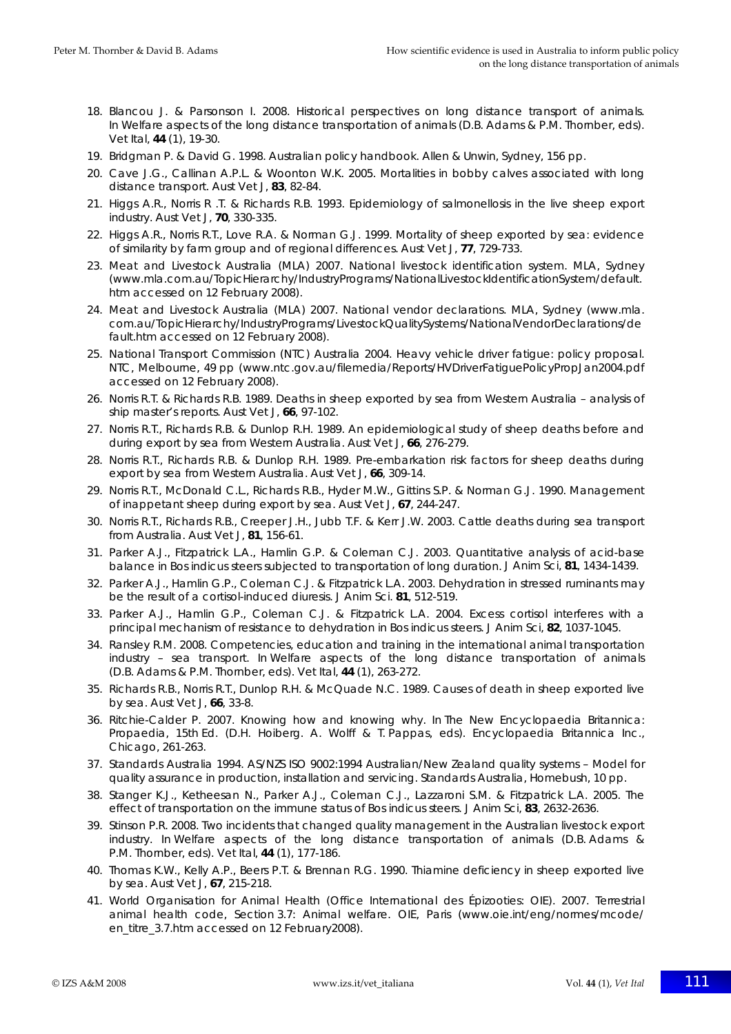18. Blancou J. & Parsonson I. 2008. Historical perspectives on long distance transport of animals. In Welfare aspects of the long distance transportation of animals (D.B. Adams & P.M. Thornber, eds). Vet Ital, **44** (1), 19-30.
19. Bridgman P. & David G. 1998. Australian policy handbook. Allen & Unwin, Sydney, 156 pp.
20. Cave J.G., Callinan A.P.L. & Woonton W.K. 2005. Mortalities in bobby calves associated with long distance transport. Aust Vet J, **83**, 82-84.
21. Higgs A.R., Norris R .T. & Richards R.B. 1993. Epidemiology of salmonellosis in the live sheep export industry. Aust Vet J, **70**, 330-335.
22. Higgs A.R., Norris R.T., Love R.A. & Norman G.J. 1999. Mortality of sheep exported by sea: evidence of similarity by farm group and of regional differences. Aust Vet J, **77**, 729-733.
23. Meat and Livestock Australia (MLA) 2007. National livestock identification system. MLA, Sydney (www.mla.com.au/TopicHierarchy/IndustryPrograms/NationalLivestockIdentificationSystem/default.htm accessed on 12 February 2008).
24. Meat and Livestock Australia (MLA) 2007. National vendor declarations. MLA, Sydney (www.mla.com.au/TopicHierarchy/IndustryPrograms/LivestockQualitySystems/NationalVendorDeclarations/default.htm accessed on 12 February 2008).
25. National Transport Commission (NTC) Australia 2004. Heavy vehicle driver fatigue: policy proposal. NTC, Melbourne, 49 pp (www.ntc.gov.au/filemedia/Reports/HVDriverFatiguePolicyPropJan2004.pdf accessed on 12 February 2008).
26. Norris R.T. & Richards R.B. 1989. Deaths in sheep exported by sea from Western Australia – analysis of ship master's reports. Aust Vet J, **66**, 97-102.
27. Norris R.T., Richards R.B. & Dunlop R.H. 1989. An epidemiological study of sheep deaths before and during export by sea from Western Australia. Aust Vet J, **66**, 276-279.
28. Norris R.T., Richards R.B. & Dunlop R.H. 1989. Pre-embarkation risk factors for sheep deaths during export by sea from Western Australia. Aust Vet J, **66**, 309-14.
29. Norris R.T., McDonald C.L., Richards R.B., Hyder M.W., Gittins S.P. & Norman G.J. 1990. Management of inappetant sheep during export by sea. Aust Vet J, **67**, 244-247.
30. Norris R.T., Richards R.B., Creeper J.H., Jubb T.F. & Kerr J.W. 2003. Cattle deaths during sea transport from Australia. Aust Vet J, **81**, 156-61.
31. Parker A.J., Fitzpatrick L.A., Hamlin G.P. & Coleman C.J. 2003. Quantitative analysis of acid-base balance in *Bos indicus* steers subjected to transportation of long duration. J Anim Sci, **81**, 1434-1439.
32. Parker A.J., Hamlin G.P., Coleman C.J. & Fitzpatrick L.A. 2003. Dehydration in stressed ruminants may be the result of a cortisol-induced diuresis. J Anim Sci. **81**, 512-519.
33. Parker A.J., Hamlin G.P., Coleman C.J. & Fitzpatrick L.A. 2004. Excess cortisol interferes with a principal mechanism of resistance to dehydration in *Bos indicus* steers. J Anim Sci, **82**, 1037-1045.
34. Ransley R.M. 2008. Competencies, education and training in the international animal transportation industry – sea transport. In Welfare aspects of the long distance transportation of animals (D.B. Adams & P.M. Thornber, eds). Vet Ital, **44** (1), 263-272.
35. Richards R.B., Norris R.T., Dunlop R.H. & McQuade N.C. 1989. Causes of death in sheep exported live by sea. Aust Vet J, **66**, 33-8.
36. Ritchie-Calder P. 2007. Knowing how and knowing why. In The New Encyclopaedia Britannica: Propaedia, 15th Ed. (D.H. Hoiberg. A. Wolff & T. Pappas, eds). Encyclopaedia Britannica Inc., Chicago, 261-263.
37. Standards Australia 1994. AS/NZS ISO 9002:1994 Australian/New Zealand quality systems – Model for quality assurance in production, installation and servicing. Standards Australia, Homebush, 10 pp.
38. Stanger K.J., Ketheesan N., Parker A.J., Coleman C.J., Lazzaroni S.M. & Fitzpatrick L.A. 2005. The effect of transportation on the immune status of *Bos indicus* steers. J Anim Sci, **83**, 2632-2636.
39. Stinson P.R. 2008. Two incidents that changed quality management in the Australian livestock export industry. In Welfare aspects of the long distance transportation of animals (D.B. Adams & P.M. Thornber, eds). Vet Ital, **44** (1), 177-186.
40. Thomas K.W., Kelly A.P., Beers P.T. & Brennan R.G. 1990. Thiamine deficiency in sheep exported live by sea. Aust Vet J, **67**, 215-218.
41. World Organisation for Animal Health (Office International des Épizooties: OIE). 2007. Terrestrial animal health code, Section 3.7: Animal welfare. OIE, Paris (www.oie.int/eng/normes/mcode/en_titre_3.7.htm accessed on 12 February2008).